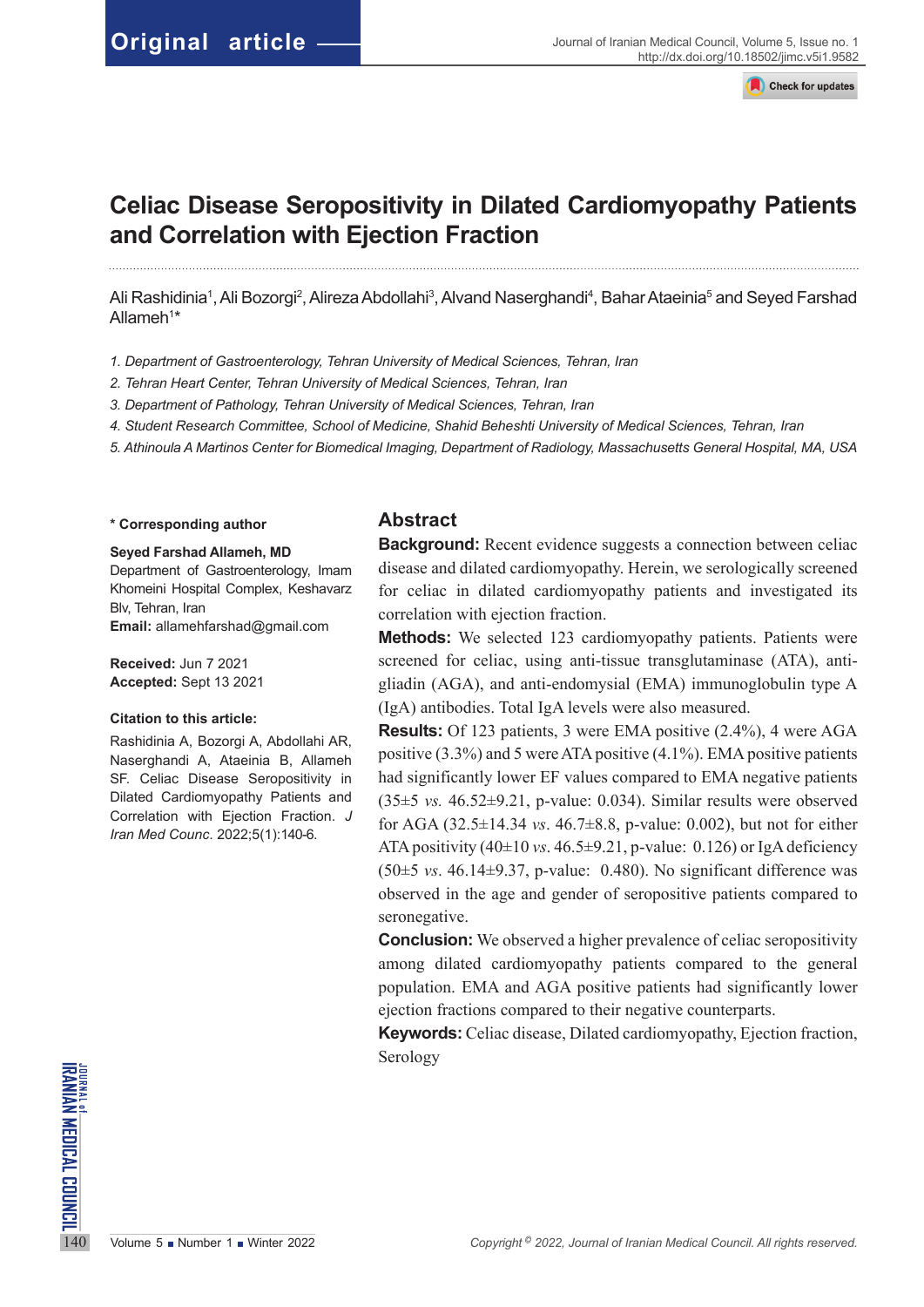Original article

# Celiac Disease Seropositivity in Dilated Cardiomyopathy Patients and Correlation with Ejection Fraction

Ali Rashidinia[1], Ali Bozorgi[2], Alireza Abdollahi[3], Alvand Naserghandi[4], Bahar Ataeinia[5] and Seyed Farshad Allameh[1]*

*1. Department of Gastroenterology, Tehran University of Medical Sciences, Tehran, Iran*

*2. Tehran Heart Center, Tehran University of Medical Sciences, Tehran, Iran*

*3. Department of Pathology, Tehran University of Medical Sciences, Tehran, Iran*

*4. Student Research Committee, School of Medicine, Shahid Beheshti University of Medical Sciences, Tehran, Iran*

*5. Athinoula A Martinos Center for Biomedical Imaging, Department of Radiology, Massachusetts General Hospital, MA, USA*

**\* Corresponding author**

**Seyed Farshad Allameh, MD**
Department of Gastroenterology, Imam Khomeini Hospital Complex, Keshavarz Blv, Tehran, Iran
**Email:** allamehfarshad@gmail.com

**Received:** Jun 7 2021
**Accepted:** Sept 13 2021

**Citation to this article:**
Rashidinia A, Bozorgi A, Abdollahi AR, Naserghandi A, Ataeinia B, Allameh SF. Celiac Disease Seropositivity in Dilated Cardiomyopathy Patients and Correlation with Ejection Fraction. *J Iran Med Counc*. 2022;5(1):140-6.

## Abstract

**Background:** Recent evidence suggests a connection between celiac disease and dilated cardiomyopathy. Herein, we serologically screened for celiac in dilated cardiomyopathy patients and investigated its correlation with ejection fraction.

**Methods:** We selected 123 cardiomyopathy patients. Patients were screened for celiac, using anti-tissue transglutaminase (ATA), anti-gliadin (AGA), and anti-endomysial (EMA) immunoglobulin type A (IgA) antibodies. Total IgA levels were also measured.

**Results:** Of 123 patients, 3 were EMA positive (2.4%), 4 were AGA positive (3.3%) and 5 were ATA positive (4.1%). EMA positive patients had significantly lower EF values compared to EMA negative patients (35±5 *vs.* 46.52±9.21, p-value: 0.034). Similar results were observed for AGA (32.5±14.34 *vs*. 46.7±8.8, p-value: 0.002), but not for either ATA positivity (40±10 *vs*. 46.5±9.21, p-value: 0.126) or IgA deficiency (50±5 *vs*. 46.14±9.37, p-value: 0.480). No significant difference was observed in the age and gender of seropositive patients compared to seronegative.

**Conclusion:** We observed a higher prevalence of celiac seropositivity among dilated cardiomyopathy patients compared to the general population. EMA and AGA positive patients had significantly lower ejection fractions compared to their negative counterparts.

**Keywords:** Celiac disease, Dilated cardiomyopathy, Ejection fraction, Serology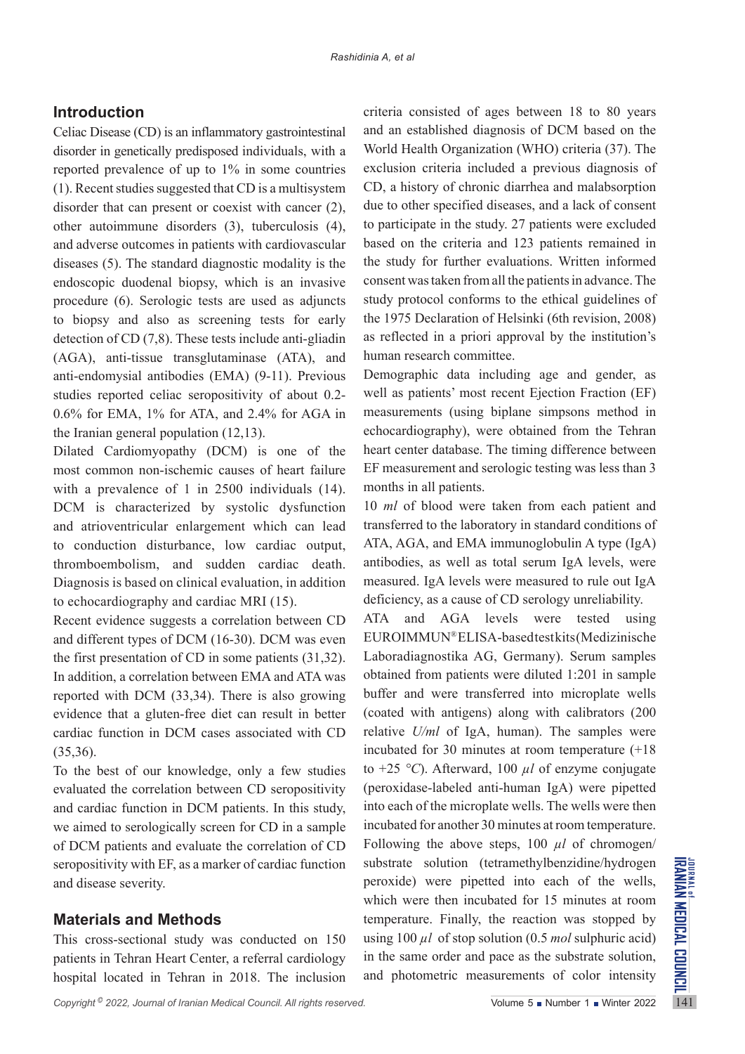## Introduction

Celiac Disease (CD) is an inflammatory gastrointestinal disorder in genetically predisposed individuals, with a reported prevalence of up to 1% in some countries (1). Recent studies suggested that CD is a multisystem disorder that can present or coexist with cancer (2), other autoimmune disorders (3), tuberculosis (4), and adverse outcomes in patients with cardiovascular diseases (5). The standard diagnostic modality is the endoscopic duodenal biopsy, which is an invasive procedure (6). Serologic tests are used as adjuncts to biopsy and also as screening tests for early detection of CD (7,8). These tests include anti-gliadin (AGA), anti-tissue transglutaminase (ATA), and anti-endomysial antibodies (EMA) (9-11). Previous studies reported celiac seropositivity of about 0.2-0.6% for EMA, 1% for ATA, and 2.4% for AGA in the Iranian general population (12,13).

Dilated Cardiomyopathy (DCM) is one of the most common non-ischemic causes of heart failure with a prevalence of 1 in 2500 individuals (14). DCM is characterized by systolic dysfunction and atrioventricular enlargement which can lead to conduction disturbance, low cardiac output, thromboembolism, and sudden cardiac death. Diagnosis is based on clinical evaluation, in addition to echocardiography and cardiac MRI (15).

Recent evidence suggests a correlation between CD and different types of DCM (16-30). DCM was even the first presentation of CD in some patients (31,32). In addition, a correlation between EMA and ATA was reported with DCM (33,34). There is also growing evidence that a gluten-free diet can result in better cardiac function in DCM cases associated with CD (35,36).

To the best of our knowledge, only a few studies evaluated the correlation between CD seropositivity and cardiac function in DCM patients. In this study, we aimed to serologically screen for CD in a sample of DCM patients and evaluate the correlation of CD seropositivity with EF, as a marker of cardiac function and disease severity.

## Materials and Methods

This cross-sectional study was conducted on 150 patients in Tehran Heart Center, a referral cardiology hospital located in Tehran in 2018. The inclusion criteria consisted of ages between 18 to 80 years and an established diagnosis of DCM based on the World Health Organization (WHO) criteria (37). The exclusion criteria included a previous diagnosis of CD, a history of chronic diarrhea and malabsorption due to other specified diseases, and a lack of consent to participate in the study. 27 patients were excluded based on the criteria and 123 patients remained in the study for further evaluations. Written informed consent was taken from all the patients in advance. The study protocol conforms to the ethical guidelines of the 1975 Declaration of Helsinki (6th revision, 2008) as reflected in a priori approval by the institution's human research committee.

Demographic data including age and gender, as well as patients' most recent Ejection Fraction (EF) measurements (using biplane simpsons method in echocardiography), were obtained from the Tehran heart center database. The timing difference between EF measurement and serologic testing was less than 3 months in all patients.

10 *ml* of blood were taken from each patient and transferred to the laboratory in standard conditions of ATA, AGA, and EMA immunoglobulin A type (IgA) antibodies, as well as total serum IgA levels, were measured. IgA levels were measured to rule out IgA deficiency, as a cause of CD serology unreliability.

ATA and AGA levels were tested using EUROIMMUN® ELISA-based test kits (Medizinische Laboradiagnostika AG, Germany). Serum samples obtained from patients were diluted 1:201 in sample buffer and were transferred into microplate wells (coated with antigens) along with calibrators (200 relative *U/ml* of IgA, human). The samples were incubated for 30 minutes at room temperature (+18 to +25 *°C*). Afterward, 100 *μl* of enzyme conjugate (peroxidase-labeled anti-human IgA) were pipetted into each of the microplate wells. The wells were then incubated for another 30 minutes at room temperature. Following the above steps, 100 *μl* of chromogen/substrate solution (tetramethylbenzidine/hydrogen peroxide) were pipetted into each of the wells, which were then incubated for 15 minutes at room temperature. Finally, the reaction was stopped by using 100 *μl* of stop solution (0.5 *mol* sulphuric acid) in the same order and pace as the substrate solution, and photometric measurements of color intensity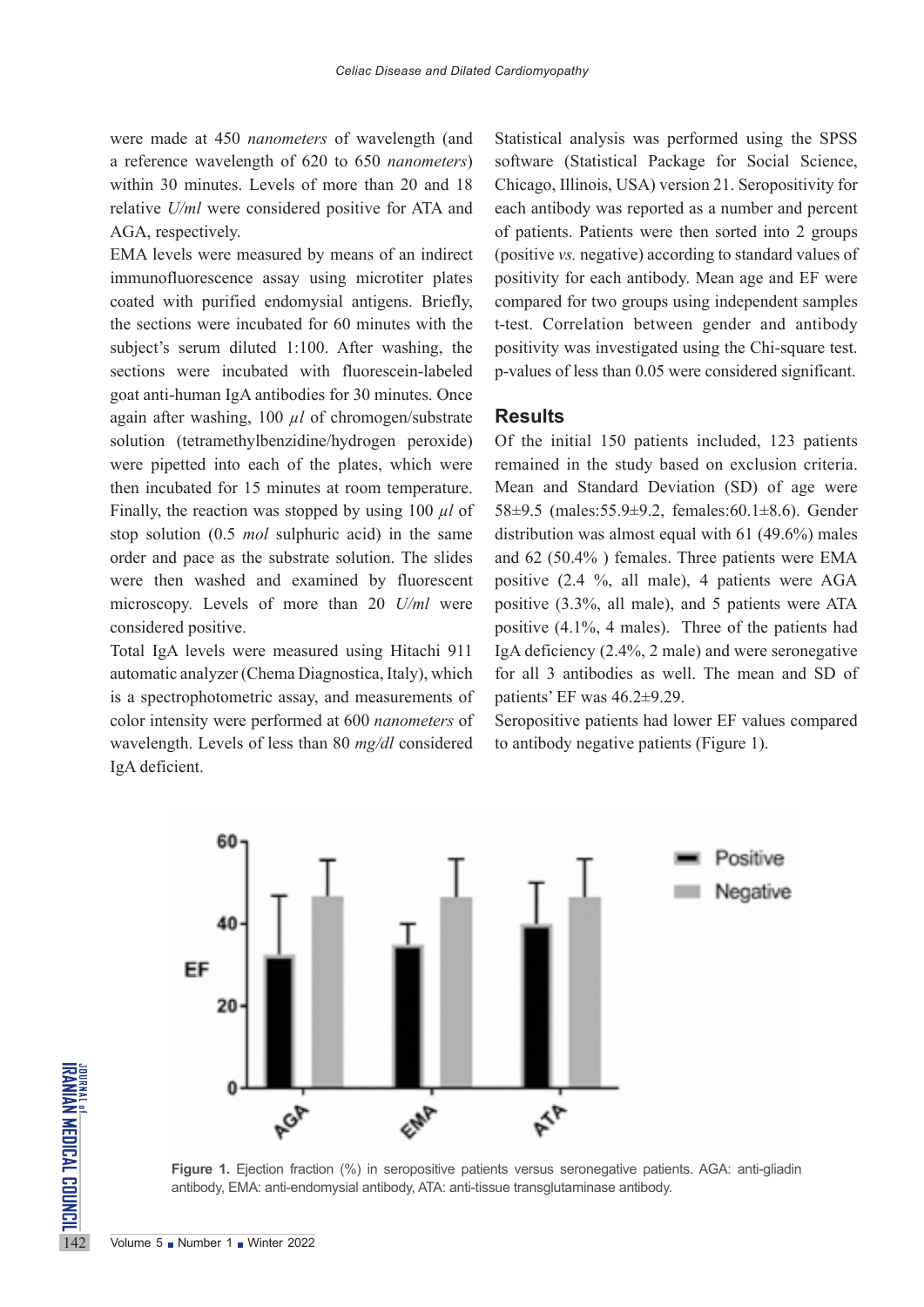were made at 450 *nanometers* of wavelength (and a reference wavelength of 620 to 650 *nanometers*) within 30 minutes. Levels of more than 20 and 18 relative *U/ml* were considered positive for ATA and AGA, respectively.

EMA levels were measured by means of an indirect immunofluorescence assay using microtiter plates coated with purified endomysial antigens. Briefly, the sections were incubated for 60 minutes with the subject's serum diluted 1:100. After washing, the sections were incubated with fluorescein-labeled goat anti-human IgA antibodies for 30 minutes. Once again after washing, 100 *µl* of chromogen/substrate solution (tetramethylbenzidine/hydrogen peroxide) were pipetted into each of the plates, which were then incubated for 15 minutes at room temperature. Finally, the reaction was stopped by using 100 *µl* of stop solution (0.5 *mol* sulphuric acid) in the same order and pace as the substrate solution. The slides were then washed and examined by fluorescent microscopy. Levels of more than 20 *U/ml* were considered positive.

Total IgA levels were measured using Hitachi 911 automatic analyzer (Chema Diagnostica, Italy), which is a spectrophotometric assay, and measurements of color intensity were performed at 600 *nanometers* of wavelength. Levels of less than 80 *mg/dl* considered IgA deficient.

Statistical analysis was performed using the SPSS software (Statistical Package for Social Science, Chicago, Illinois, USA) version 21. Seropositivity for each antibody was reported as a number and percent of patients. Patients were then sorted into 2 groups (positive *vs.* negative) according to standard values of positivity for each antibody. Mean age and EF were compared for two groups using independent samples t-test. Correlation between gender and antibody positivity was investigated using the Chi-square test. p-values of less than 0.05 were considered significant.

## Results

Of the initial 150 patients included, 123 patients remained in the study based on exclusion criteria. Mean and Standard Deviation (SD) of age were 58±9.5 (males:55.9±9.2, females:60.1±8.6). Gender distribution was almost equal with 61 (49.6%) males and 62 (50.4% ) females. Three patients were EMA positive (2.4 %, all male), 4 patients were AGA positive (3.3%, all male), and 5 patients were ATA positive (4.1%, 4 males). Three of the patients had IgA deficiency (2.4%, 2 male) and were seronegative for all 3 antibodies as well. The mean and SD of patients' EF was 46.2±9.29.

Seropositive patients had lower EF values compared to antibody negative patients (Figure 1).

**Figure 1.** Ejection fraction (%) in seropositive patients versus seronegative patients. AGA: anti-gliadin antibody, EMA: anti-endomysial antibody, ATA: anti-tissue transglutaminase antibody.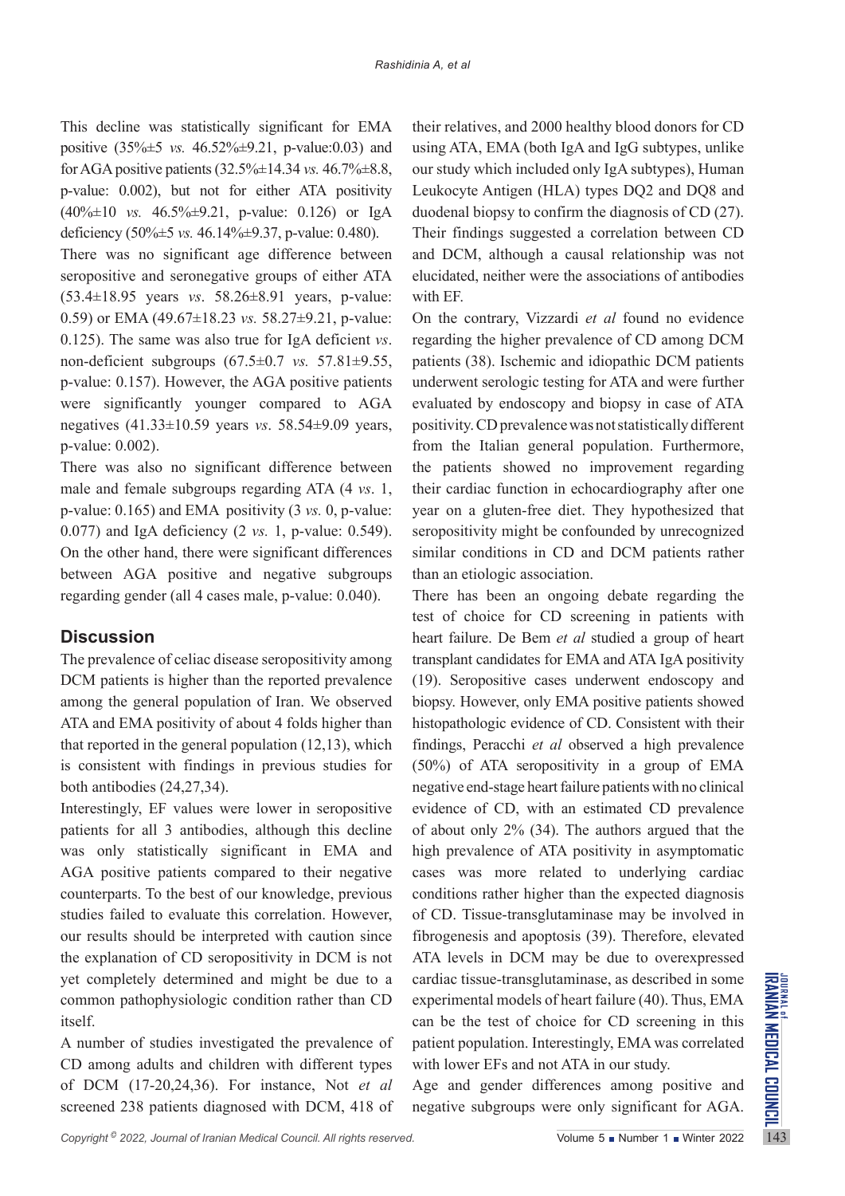This decline was statistically significant for EMA positive (35%±5 *vs.* 46.52%±9.21, p-value:0.03) and for AGA positive patients (32.5%±14.34 *vs.* 46.7%±8.8, p-value: 0.002), but not for either ATA positivity (40%±10 *vs.* 46.5%±9.21, p-value: 0.126) or IgA deficiency (50%±5 *vs.* 46.14%±9.37, p-value: 0.480).

There was no significant age difference between seropositive and seronegative groups of either ATA (53.4±18.95 years *vs*. 58.26±8.91 years, p-value: 0.59) or EMA (49.67±18.23 *vs.* 58.27±9.21, p-value: 0.125). The same was also true for IgA deficient *vs*. non-deficient subgroups (67.5±0.7 *vs.* 57.81±9.55, p-value: 0.157). However, the AGA positive patients were significantly younger compared to AGA negatives (41.33±10.59 years *vs*. 58.54±9.09 years, p-value: 0.002).

There was also no significant difference between male and female subgroups regarding ATA (4 *vs*. 1, p-value: 0.165) and EMA positivity (3 *vs.* 0, p-value: 0.077) and IgA deficiency (2 *vs.* 1, p-value: 0.549). On the other hand, there were significant differences between AGA positive and negative subgroups regarding gender (all 4 cases male, p-value: 0.040).

## Discussion

The prevalence of celiac disease seropositivity among DCM patients is higher than the reported prevalence among the general population of Iran. We observed ATA and EMA positivity of about 4 folds higher than that reported in the general population (12,13), which is consistent with findings in previous studies for both antibodies (24,27,34).

Interestingly, EF values were lower in seropositive patients for all 3 antibodies, although this decline was only statistically significant in EMA and AGA positive patients compared to their negative counterparts. To the best of our knowledge, previous studies failed to evaluate this correlation. However, our results should be interpreted with caution since the explanation of CD seropositivity in DCM is not yet completely determined and might be due to a common pathophysiologic condition rather than CD itself.

A number of studies investigated the prevalence of CD among adults and children with different types of DCM (17-20,24,36). For instance, Not *et al* screened 238 patients diagnosed with DCM, 418 of their relatives, and 2000 healthy blood donors for CD using ATA, EMA (both IgA and IgG subtypes, unlike our study which included only IgA subtypes), Human Leukocyte Antigen (HLA) types DQ2 and DQ8 and duodenal biopsy to confirm the diagnosis of CD (27). Their findings suggested a correlation between CD and DCM, although a causal relationship was not elucidated, neither were the associations of antibodies with EF.

On the contrary, Vizzardi *et al* found no evidence regarding the higher prevalence of CD among DCM patients (38). Ischemic and idiopathic DCM patients underwent serologic testing for ATA and were further evaluated by endoscopy and biopsy in case of ATA positivity. CD prevalence was not statistically different from the Italian general population. Furthermore, the patients showed no improvement regarding their cardiac function in echocardiography after one year on a gluten-free diet. They hypothesized that seropositivity might be confounded by unrecognized similar conditions in CD and DCM patients rather than an etiologic association.

There has been an ongoing debate regarding the test of choice for CD screening in patients with heart failure. De Bem *et al* studied a group of heart transplant candidates for EMA and ATA IgA positivity (19). Seropositive cases underwent endoscopy and biopsy. However, only EMA positive patients showed histopathologic evidence of CD. Consistent with their findings, Peracchi *et al* observed a high prevalence (50%) of ATA seropositivity in a group of EMA negative end-stage heart failure patients with no clinical evidence of CD, with an estimated CD prevalence of about only 2% (34). The authors argued that the high prevalence of ATA positivity in asymptomatic cases was more related to underlying cardiac conditions rather higher than the expected diagnosis of CD. Tissue-transglutaminase may be involved in fibrogenesis and apoptosis (39). Therefore, elevated ATA levels in DCM may be due to overexpressed cardiac tissue-transglutaminase, as described in some experimental models of heart failure (40). Thus, EMA can be the test of choice for CD screening in this patient population. Interestingly, EMA was correlated with lower EFs and not ATA in our study.

Age and gender differences among positive and negative subgroups were only significant for AGA.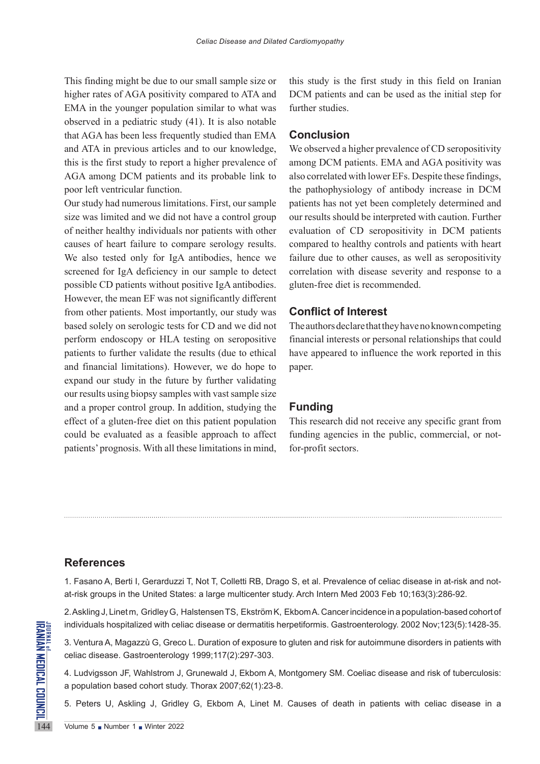This finding might be due to our small sample size or higher rates of AGA positivity compared to ATA and EMA in the younger population similar to what was observed in a pediatric study (41). It is also notable that AGA has been less frequently studied than EMA and ATA in previous articles and to our knowledge, this is the first study to report a higher prevalence of AGA among DCM patients and its probable link to poor left ventricular function.

Our study had numerous limitations. First, our sample size was limited and we did not have a control group of neither healthy individuals nor patients with other causes of heart failure to compare serology results. We also tested only for IgA antibodies, hence we screened for IgA deficiency in our sample to detect possible CD patients without positive IgA antibodies. However, the mean EF was not significantly different from other patients. Most importantly, our study was based solely on serologic tests for CD and we did not perform endoscopy or HLA testing on seropositive patients to further validate the results (due to ethical and financial limitations). However, we do hope to expand our study in the future by further validating our results using biopsy samples with vast sample size and a proper control group. In addition, studying the effect of a gluten-free diet on this patient population could be evaluated as a feasible approach to affect patients' prognosis. With all these limitations in mind, this study is the first study in this field on Iranian DCM patients and can be used as the initial step for further studies.

## Conclusion

We observed a higher prevalence of CD seropositivity among DCM patients. EMA and AGA positivity was also correlated with lower EFs. Despite these findings, the pathophysiology of antibody increase in DCM patients has not yet been completely determined and our results should be interpreted with caution. Further evaluation of CD seropositivity in DCM patients compared to healthy controls and patients with heart failure due to other causes, as well as seropositivity correlation with disease severity and response to a gluten-free diet is recommended.

## Conflict of Interest

The authors declare that they have no known competing financial interests or personal relationships that could have appeared to influence the work reported in this paper.

## Funding

This research did not receive any specific grant from funding agencies in the public, commercial, or not-for-profit sectors.

## References

1. Fasano A, Berti I, Gerarduzzi T, Not T, Colletti RB, Drago S, et al. Prevalence of celiac disease in at-risk and not-at-risk groups in the United States: a large multicenter study. Arch Intern Med 2003 Feb 10;163(3):286-92.

2. Askling J, Linet m, Gridley G, Halstensen TS, Ekström K, Ekbom A. Cancer incidence in a population-based cohort of individuals hospitalized with celiac disease or dermatitis herpetiformis. Gastroenterology. 2002 Nov;123(5):1428-35.

3. Ventura A, Magazzù G, Greco L. Duration of exposure to gluten and risk for autoimmune disorders in patients with celiac disease. Gastroenterology 1999;117(2):297-303.

4. Ludvigsson JF, Wahlstrom J, Grunewald J, Ekbom A, Montgomery SM. Coeliac disease and risk of tuberculosis: a population based cohort study. Thorax 2007;62(1):23-8.

5. Peters U, Askling J, Gridley G, Ekbom A, Linet M. Causes of death in patients with celiac disease in a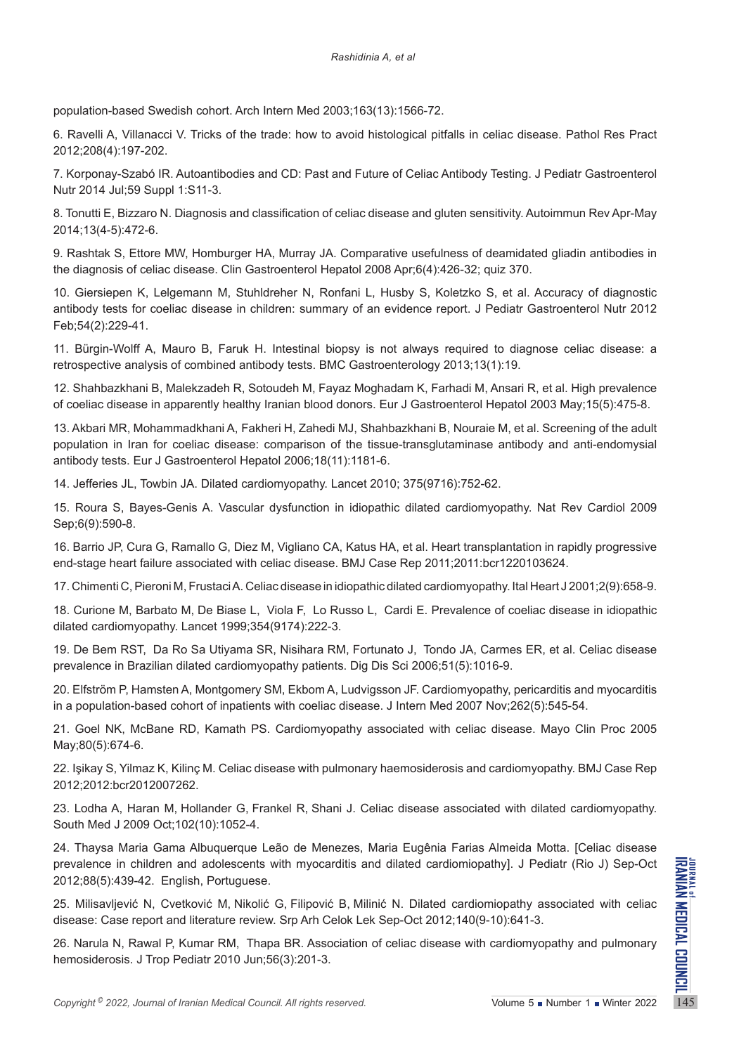population-based Swedish cohort. Arch Intern Med 2003;163(13):1566-72.

6. Ravelli A, Villanacci V. Tricks of the trade: how to avoid histological pitfalls in celiac disease. Pathol Res Pract 2012;208(4):197-202.

7. Korponay-Szabó IR. Autoantibodies and CD: Past and Future of Celiac Antibody Testing. J Pediatr Gastroenterol Nutr 2014 Jul;59 Suppl 1:S11-3.

8. Tonutti E, Bizzaro N. Diagnosis and classification of celiac disease and gluten sensitivity. Autoimmun Rev Apr-May 2014;13(4-5):472-6.

9. Rashtak S, Ettore MW, Homburger HA, Murray JA. Comparative usefulness of deamidated gliadin antibodies in the diagnosis of celiac disease. Clin Gastroenterol Hepatol 2008 Apr;6(4):426-32; quiz 370.

10. Giersiepen K, Lelgemann M, Stuhldreher N, Ronfani L, Husby S, Koletzko S, et al. Accuracy of diagnostic antibody tests for coeliac disease in children: summary of an evidence report. J Pediatr Gastroenterol Nutr 2012 Feb;54(2):229-41.

11. Bürgin-Wolff A, Mauro B, Faruk H. Intestinal biopsy is not always required to diagnose celiac disease: a retrospective analysis of combined antibody tests. BMC Gastroenterology 2013;13(1):19.

12. Shahbazkhani B, Malekzadeh R, Sotoudeh M, Fayaz Moghadam K, Farhadi M, Ansari R, et al. High prevalence of coeliac disease in apparently healthy Iranian blood donors. Eur J Gastroenterol Hepatol 2003 May;15(5):475-8.

13. Akbari MR, Mohammadkhani A, Fakheri H, Zahedi MJ, Shahbazkhani B, Nouraie M, et al. Screening of the adult population in Iran for coeliac disease: comparison of the tissue-transglutaminase antibody and anti-endomysial antibody tests. Eur J Gastroenterol Hepatol 2006;18(11):1181-6.

14. Jefferies JL, Towbin JA. Dilated cardiomyopathy. Lancet 2010; 375(9716):752-62.

15. Roura S, Bayes-Genis A. Vascular dysfunction in idiopathic dilated cardiomyopathy. Nat Rev Cardiol 2009 Sep;6(9):590-8.

16. Barrio JP, Cura G, Ramallo G, Diez M, Vigliano CA, Katus HA, et al. Heart transplantation in rapidly progressive end-stage heart failure associated with celiac disease. BMJ Case Rep 2011;2011:bcr1220103624.

17. Chimenti C, Pieroni M, Frustaci A. Celiac disease in idiopathic dilated cardiomyopathy. Ital Heart J 2001;2(9):658-9.

18. Curione M, Barbato M, De Biase L, Viola F, Lo Russo L, Cardi E. Prevalence of coeliac disease in idiopathic dilated cardiomyopathy. Lancet 1999;354(9174):222-3.

19. De Bem RST, Da Ro Sa Utiyama SR, Nisihara RM, Fortunato J, Tondo JA, Carmes ER, et al. Celiac disease prevalence in Brazilian dilated cardiomyopathy patients. Dig Dis Sci 2006;51(5):1016-9.

20. Elfström P, Hamsten A, Montgomery SM, Ekbom A, Ludvigsson JF. Cardiomyopathy, pericarditis and myocarditis in a population-based cohort of inpatients with coeliac disease. J Intern Med 2007 Nov;262(5):545-54.

21. Goel NK, McBane RD, Kamath PS. Cardiomyopathy associated with celiac disease. Mayo Clin Proc 2005 May;80(5):674-6.

22. Işikay S, Yilmaz K, Kilinç M. Celiac disease with pulmonary haemosiderosis and cardiomyopathy. BMJ Case Rep 2012;2012:bcr2012007262.

23. Lodha A, Haran M, Hollander G, Frankel R, Shani J. Celiac disease associated with dilated cardiomyopathy. South Med J 2009 Oct;102(10):1052-4.

24. Thaysa Maria Gama Albuquerque Leão de Menezes, Maria Eugênia Farias Almeida Motta. [Celiac disease prevalence in children and adolescents with myocarditis and dilated cardiomiopathy]. J Pediatr (Rio J) Sep-Oct 2012;88(5):439-42. English, Portuguese.

25. Milisavljević N, Cvetković M, Nikolić G, Filipović B, Milinić N. Dilated cardiomiopathy associated with celiac disease: Case report and literature review. Srp Arh Celok Lek Sep-Oct 2012;140(9-10):641-3.

26. Narula N, Rawal P, Kumar RM, Thapa BR. Association of celiac disease with cardiomyopathy and pulmonary hemosiderosis. J Trop Pediatr 2010 Jun;56(3):201-3.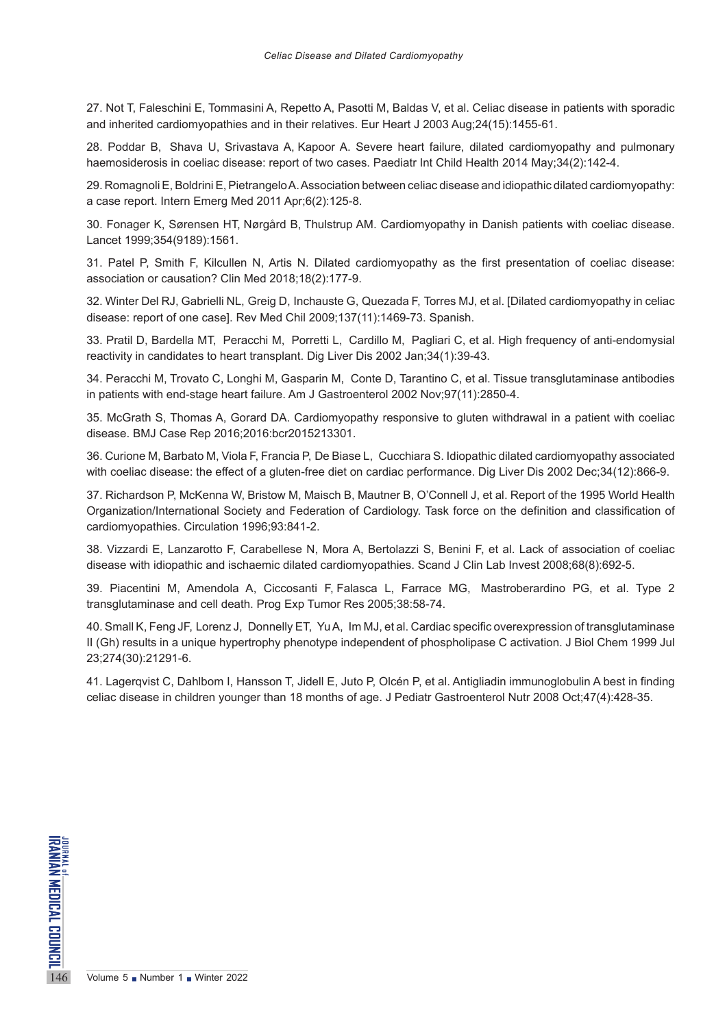27. Not T, Faleschini E, Tommasini A, Repetto A, Pasotti M, Baldas V, et al. Celiac disease in patients with sporadic and inherited cardiomyopathies and in their relatives. Eur Heart J 2003 Aug;24(15):1455-61.

28. Poddar B, Shava U, Srivastava A, Kapoor A. Severe heart failure, dilated cardiomyopathy and pulmonary haemosiderosis in coeliac disease: report of two cases. Paediatr Int Child Health 2014 May;34(2):142-4.

29. Romagnoli E, Boldrini E, Pietrangelo A. Association between celiac disease and idiopathic dilated cardiomyopathy: a case report. Intern Emerg Med 2011 Apr;6(2):125-8.

30. Fonager K, Sørensen HT, Nørgård B, Thulstrup AM. Cardiomyopathy in Danish patients with coeliac disease. Lancet 1999;354(9189):1561.

31. Patel P, Smith F, Kilcullen N, Artis N. Dilated cardiomyopathy as the first presentation of coeliac disease: association or causation? Clin Med 2018;18(2):177-9.

32. Winter Del RJ, Gabrielli NL, Greig D, Inchauste G, Quezada F, Torres MJ, et al. [Dilated cardiomyopathy in celiac disease: report of one case]. Rev Med Chil 2009;137(11):1469-73. Spanish.

33. Pratil D, Bardella MT, Peracchi M, Porretti L, Cardillo M, Pagliari C, et al. High frequency of anti-endomysial reactivity in candidates to heart transplant. Dig Liver Dis 2002 Jan;34(1):39-43.

34. Peracchi M, Trovato C, Longhi M, Gasparin M, Conte D, Tarantino C, et al. Tissue transglutaminase antibodies in patients with end-stage heart failure. Am J Gastroenterol 2002 Nov;97(11):2850-4.

35. McGrath S, Thomas A, Gorard DA. Cardiomyopathy responsive to gluten withdrawal in a patient with coeliac disease. BMJ Case Rep 2016;2016:bcr2015213301.

36. Curione M, Barbato M, Viola F, Francia P, De Biase L, Cucchiara S. Idiopathic dilated cardiomyopathy associated with coeliac disease: the effect of a gluten-free diet on cardiac performance. Dig Liver Dis 2002 Dec;34(12):866-9.

37. Richardson P, McKenna W, Bristow M, Maisch B, Mautner B, O'Connell J, et al. Report of the 1995 World Health Organization/International Society and Federation of Cardiology. Task force on the definition and classification of cardiomyopathies. Circulation 1996;93:841-2.

38. Vizzardi E, Lanzarotto F, Carabellese N, Mora A, Bertolazzi S, Benini F, et al. Lack of association of coeliac disease with idiopathic and ischaemic dilated cardiomyopathies. Scand J Clin Lab Invest 2008;68(8):692-5.

39. Piacentini M, Amendola A, Ciccosanti F, Falasca L, Farrace MG, Mastroberardino PG, et al. Type 2 transglutaminase and cell death. Prog Exp Tumor Res 2005;38:58-74.

40. Small K, Feng JF, Lorenz J, Donnelly ET, Yu A, Im MJ, et al. Cardiac specific overexpression of transglutaminase II (Gh) results in a unique hypertrophy phenotype independent of phospholipase C activation. J Biol Chem 1999 Jul 23;274(30):21291-6.

41. Lagerqvist C, Dahlbom I, Hansson T, Jidell E, Juto P, Olcén P, et al. Antigliadin immunoglobulin A best in finding celiac disease in children younger than 18 months of age. J Pediatr Gastroenterol Nutr 2008 Oct;47(4):428-35.